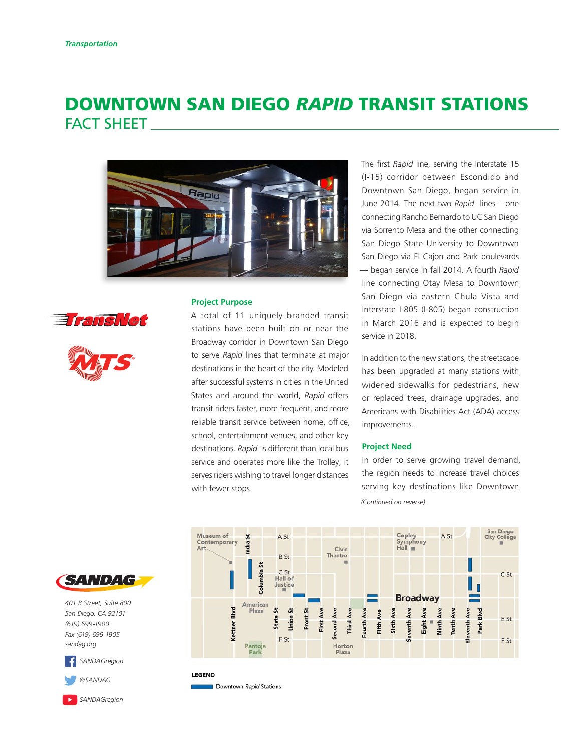*Transportation*

# DOWNTOWN SAN DIEGO *RAPID* TRANSIT STATIONS

## FACT SHEET

### Project Purpose

A total of 11 uniquely branded transit stations have been built on or near the Broadway corridor in Downtown San Diego to serve *Rapid* lines that terminate at major destinations in the heart of the city. Modeled after successful systems in cities in the United States and around the world, *Rapid* offers transit riders faster, more frequent, and more reliable transit service between home, office, school, entertainment venues, and other key destinations. *Rapid* is different than local bus service and operates more like the Trolley; it serves riders wishing to travel longer distances with fewer stops.

The first *Rapid* line, serving the Interstate 15 (I-15) corridor between Escondido and Downtown San Diego, began service in June 2014. The next two *Rapid* lines – one connecting Rancho Bernardo to UC San Diego via Sorrento Mesa and the other connecting San Diego State University to Downtown San Diego via El Cajon and Park boulevards — began service in fall 2014. A fourth *Rapid* line connecting Otay Mesa to Downtown San Diego via eastern Chula Vista and Interstate I-805 (I-805) began construction in March 2016 and is expected to begin service in 2018.

In addition to the new stations, the streetscape has been upgraded at many stations with widened sidewalks for pedestrians, new or replaced trees, drainage upgrades, and Americans with Disabilities Act (ADA) access improvements.

### Project Need

In order to serve growing travel demand, the region needs to increase travel choices serving key destinations like Downtown

*(Continued on reverse)*

**LEGEND**

Downtown *Rapid* Stations

401 B Street, Suite 800
San Diego, CA 92101
(619) 699-1900
Fax (619) 699-1905
sandag.org

SANDAGregion

@SANDAG

SANDAGregion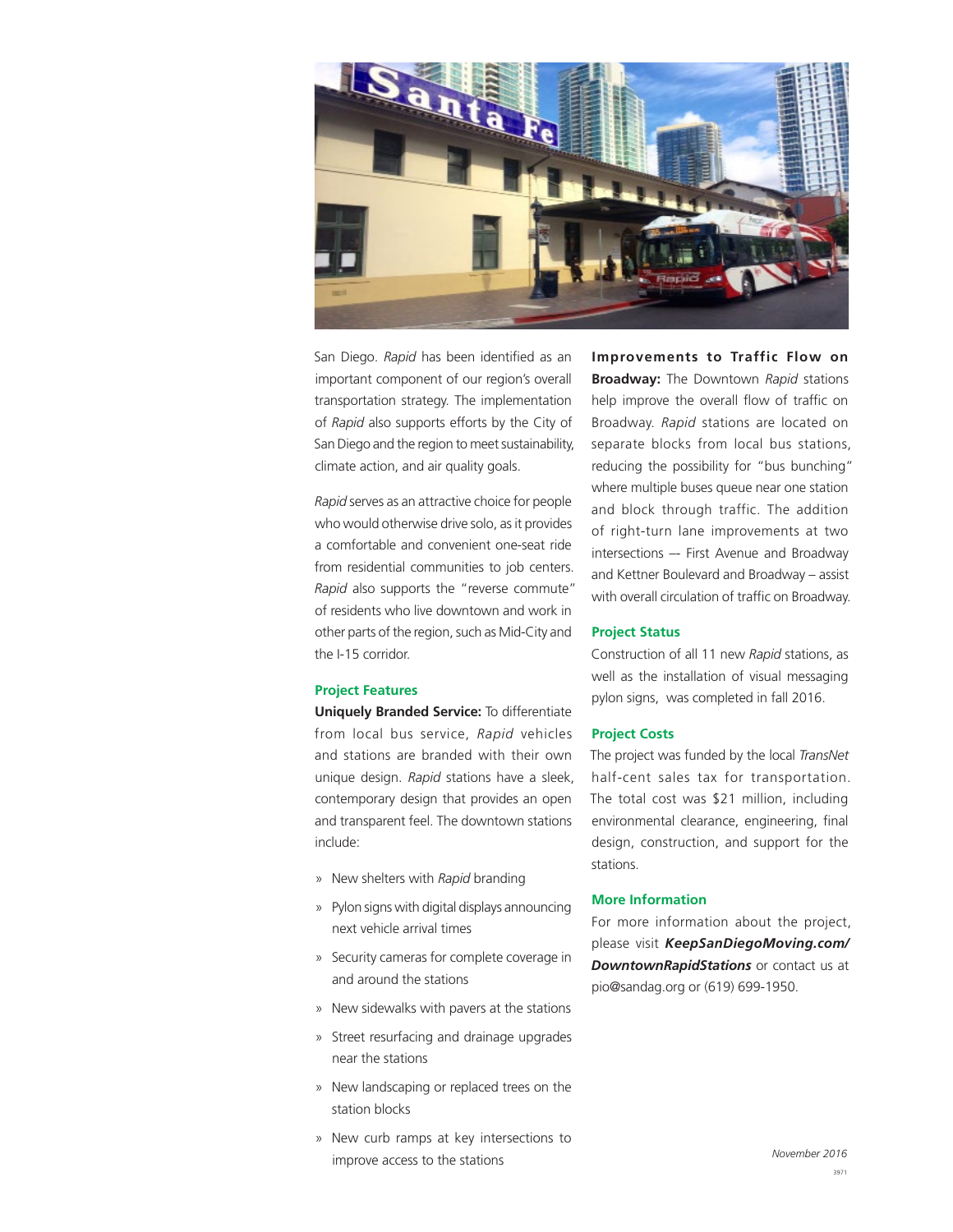San Diego. *Rapid* has been identified as an important component of our region's overall transportation strategy. The implementation of *Rapid* also supports efforts by the City of San Diego and the region to meet sustainability, climate action, and air quality goals.

*Rapid* serves as an attractive choice for people who would otherwise drive solo, as it provides a comfortable and convenient one-seat ride from residential communities to job centers. *Rapid* also supports the "reverse commute" of residents who live downtown and work in other parts of the region, such as Mid-City and the I-15 corridor.

## Project Features

**Uniquely Branded Service:** To differentiate from local bus service, *Rapid* vehicles and stations are branded with their own unique design. *Rapid* stations have a sleek, contemporary design that provides an open and transparent feel. The downtown stations include:

- New shelters with *Rapid* branding
- Pylon signs with digital displays announcing next vehicle arrival times
- Security cameras for complete coverage in and around the stations
- New sidewalks with pavers at the stations
- Street resurfacing and drainage upgrades near the stations
- New landscaping or replaced trees on the station blocks
- New curb ramps at key intersections to improve access to the stations

**Improvements to Traffic Flow on Broadway:** The Downtown *Rapid* stations help improve the overall flow of traffic on Broadway. *Rapid* stations are located on separate blocks from local bus stations, reducing the possibility for "bus bunching" where multiple buses queue near one station and block through traffic. The addition of right-turn lane improvements at two intersections — First Avenue and Broadway and Kettner Boulevard and Broadway – assist with overall circulation of traffic on Broadway.

## Project Status

Construction of all 11 new *Rapid* stations, as well as the installation of visual messaging pylon signs, was completed in fall 2016.

## Project Costs

The project was funded by the local *TransNet* half-cent sales tax for transportation. The total cost was $21 million, including environmental clearance, engineering, final design, construction, and support for the stations.

## More Information

For more information about the project, please visit ***KeepSanDiegoMoving.com/DowntownRapidStations*** or contact us at pio@sandag.org or (619) 699-1950.

*November 2016*

3971